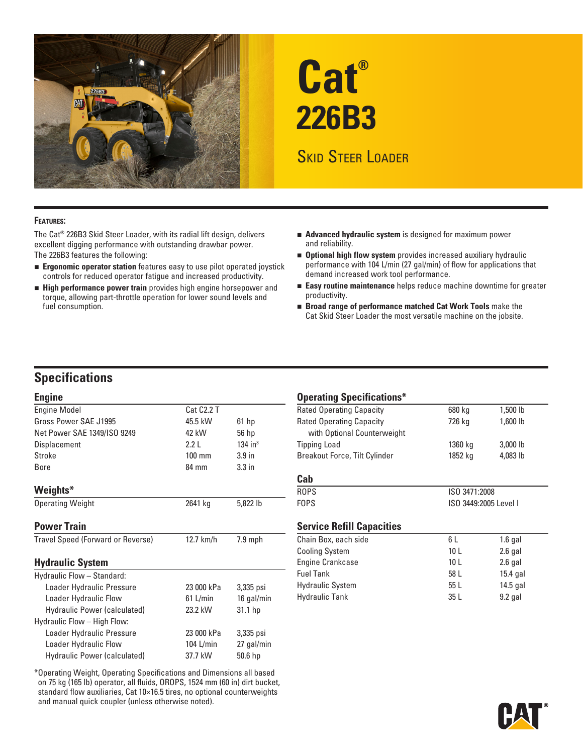# Cat®

# 226B3

## Skid Steer Loader

### Features:

The Cat® 226B3 Skid Steer Loader, with its radial lift design, delivers excellent digging performance with outstanding drawbar power. The 226B3 features the following:

- **Ergonomic operator station** features easy to use pilot operated joystick controls for reduced operator fatigue and increased productivity.
- **High performance power train** provides high engine horsepower and torque, allowing part-throttle operation for lower sound levels and fuel consumption.
- **Advanced hydraulic system** is designed for maximum power and reliability.
- **Optional high flow system** provides increased auxiliary hydraulic performance with 104 L/min (27 gal/min) of flow for applications that demand increased work tool performance.
- **Easy routine maintenance** helps reduce machine downtime for greater productivity.
- **Broad range of performance matched Cat Work Tools** make the Cat Skid Steer Loader the most versatile machine on the jobsite.

## Specifications

### Engine

| | | |
|---|---|---|
| Engine Model | Cat C2.2 T | |
| Gross Power SAE J1995 | 45.5 kW | 61 hp |
| Net Power SAE 1349/ISO 9249 | 42 kW | 56 hp |
| Displacement | 2.2 L | 134 $in^3$ |
| Stroke | 100 mm | 3.9 in |
| Bore | 84 mm | 3.3 in |

### Weights*

| | | |
|---|---|---|
| Operating Weight | 2641 kg | 5,822 lb |

### Power Train

| | | |
|---|---|---|
| Travel Speed (Forward or Reverse) | 12.7 km/h | 7.9 mph |

### Hydraulic System

| | | |
|---|---|---|
| Hydraulic Flow – Standard: | | |
| Loader Hydraulic Pressure | 23 000 kPa | 3,335 psi |
| Loader Hydraulic Flow | 61 L/min | 16 gal/min |
| Hydraulic Power (calculated) | 23.2 kW | 31.1 hp |
| Hydraulic Flow – High Flow: | | |
| Loader Hydraulic Pressure | 23 000 kPa | 3,335 psi |
| Loader Hydraulic Flow | 104 L/min | 27 gal/min |
| Hydraulic Power (calculated) | 37.7 kW | 50.6 hp |

*Operating Weight, Operating Specifications and Dimensions all based on 75 kg (165 lb) operator, all fluids, OROPS, 1524 mm (60 in) dirt bucket, standard flow auxiliaries, Cat 10×16.5 tires, no optional counterweights and manual quick coupler (unless otherwise noted).

### Operating Specifications*

| | | |
|---|---|---|
| Rated Operating Capacity | 680 kg | 1,500 lb |
| Rated Operating Capacity with Optional Counterweight | 726 kg | 1,600 lb |
| Tipping Load | 1360 kg | 3,000 lb |
| Breakout Force, Tilt Cylinder | 1852 kg | 4,083 lb |

### Cab

| | |
|---|---|
| ROPS | ISO 3471:2008 |
| FOPS | ISO 3449:2005 Level I |

### Service Refill Capacities

| | | |
|---|---|---|
| Chain Box, each side | 6 L | 1.6 gal |
| Cooling System | 10 L | 2.6 gal |
| Engine Crankcase | 10 L | 2.6 gal |
| Fuel Tank | 58 L | 15.4 gal |
| Hydraulic System | 55 L | 14.5 gal |
| Hydraulic Tank | 35 L | 9.2 gal |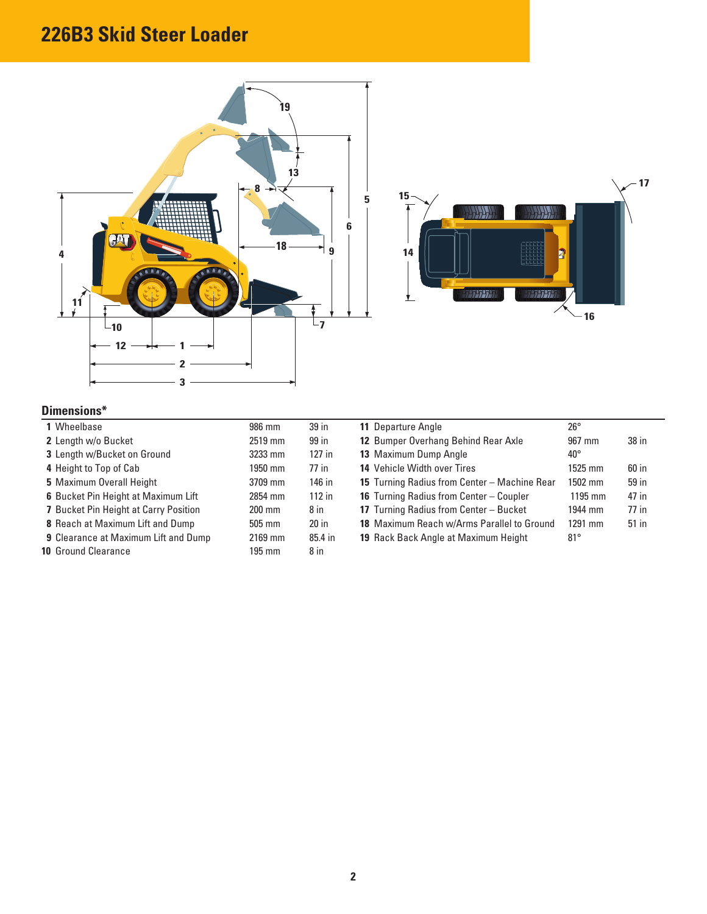# 226B3 Skid Steer Loader

## Dimensions*

| | | | | | |
|---|---|---|---|---|---|
| **1** Wheelbase | 986 mm | 39 in | **11** Departure Angle | 26° | |
| **2** Length w/o Bucket | 2519 mm | 99 in | **12** Bumper Overhang Behind Rear Axle | 967 mm | 38 in |
| **3** Length w/Bucket on Ground | 3233 mm | 127 in | **13** Maximum Dump Angle | 40° | |
| **4** Height to Top of Cab | 1950 mm | 77 in | **14** Vehicle Width over Tires | 1525 mm | 60 in |
| **5** Maximum Overall Height | 3709 mm | 146 in | **15** Turning Radius from Center – Machine Rear | 1502 mm | 59 in |
| **6** Bucket Pin Height at Maximum Lift | 2854 mm | 112 in | **16** Turning Radius from Center – Coupler | 1195 mm | 47 in |
| **7** Bucket Pin Height at Carry Position | 200 mm | 8 in | **17** Turning Radius from Center – Bucket | 1944 mm | 77 in |
| **8** Reach at Maximum Lift and Dump | 505 mm | 20 in | **18** Maximum Reach w/Arms Parallel to Ground | 1291 mm | 51 in |
| **9** Clearance at Maximum Lift and Dump | 2169 mm | 85.4 in | **19** Rack Back Angle at Maximum Height | 81° | |
| **10** Ground Clearance | 195 mm | 8 in | | | |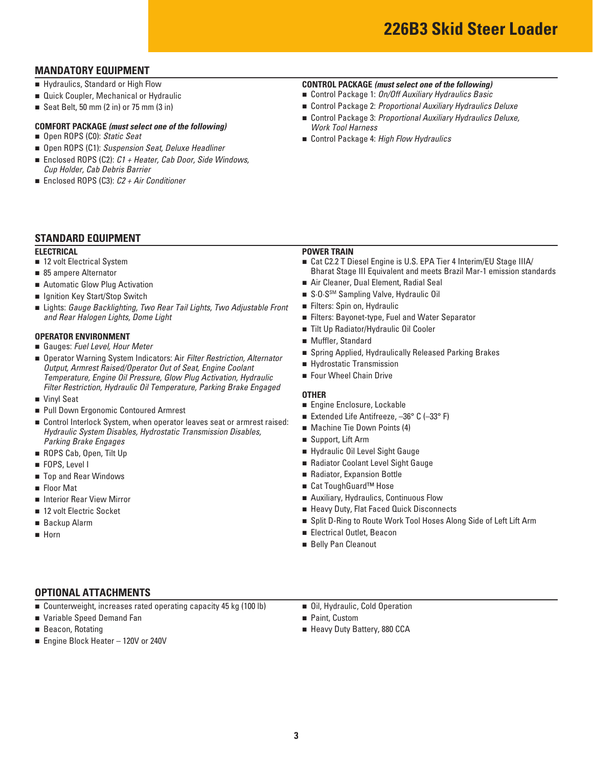# 226B3 Skid Steer Loader

## MANDATORY EQUIPMENT

- Hydraulics, Standard or High Flow
- Quick Coupler, Mechanical or Hydraulic
- Seat Belt, 50 mm (2 in) or 75 mm (3 in)

### COMFORT PACKAGE *(must select one of the following)*

- Open ROPS (C0): *Static Seat*
- Open ROPS (C1): *Suspension Seat, Deluxe Headliner*
- Enclosed ROPS (C2): *C1 + Heater, Cab Door, Side Windows, Cup Holder, Cab Debris Barrier*
- Enclosed ROPS (C3): *C2 + Air Conditioner*

### CONTROL PACKAGE *(must select one of the following)*

- Control Package 1: *On/Off Auxiliary Hydraulics Basic*
- Control Package 2: *Proportional Auxiliary Hydraulics Deluxe*
- Control Package 3: *Proportional Auxiliary Hydraulics Deluxe, Work Tool Harness*
- Control Package 4: *High Flow Hydraulics*

## STANDARD EQUIPMENT

### ELECTRICAL

- 12 volt Electrical System
- 85 ampere Alternator
- Automatic Glow Plug Activation
- Ignition Key Start/Stop Switch
- Lights: *Gauge Backlighting, Two Rear Tail Lights, Two Adjustable Front and Rear Halogen Lights, Dome Light*

### OPERATOR ENVIRONMENT

- Gauges: *Fuel Level, Hour Meter*
- Operator Warning System Indicators: Air *Filter Restriction, Alternator Output, Armrest Raised/Operator Out of Seat, Engine Coolant Temperature, Engine Oil Pressure, Glow Plug Activation, Hydraulic Filter Restriction, Hydraulic Oil Temperature, Parking Brake Engaged*
- Vinyl Seat
- Pull Down Ergonomic Contoured Armrest
- Control Interlock System, when operator leaves seat or armrest raised: *Hydraulic System Disables, Hydrostatic Transmission Disables, Parking Brake Engages*
- ROPS Cab, Open, Tilt Up
- FOPS, Level I
- Top and Rear Windows
- Floor Mat
- Interior Rear View Mirror
- 12 volt Electric Socket
- Backup Alarm
- Horn

### POWER TRAIN

- Cat C2.2 T Diesel Engine is U.S. EPA Tier 4 Interim/EU Stage IIIA/ Bharat Stage III Equivalent and meets Brazil Mar-1 emission standards
- Air Cleaner, Dual Element, Radial Seal
- S·O·S[SM] Sampling Valve, Hydraulic Oil
- Filters: Spin on, Hydraulic
- Filters: Bayonet-type, Fuel and Water Separator
- Tilt Up Radiator/Hydraulic Oil Cooler
- Muffler, Standard
- Spring Applied, Hydraulically Released Parking Brakes
- Hydrostatic Transmission
- Four Wheel Chain Drive

### OTHER

- Engine Enclosure, Lockable
- Extended Life Antifreeze, –36° C (–33° F)
- Machine Tie Down Points (4)
- Support, Lift Arm
- Hydraulic Oil Level Sight Gauge
- Radiator Coolant Level Sight Gauge
- Radiator, Expansion Bottle
- Cat ToughGuard™ Hose
- Auxiliary, Hydraulics, Continuous Flow
- Heavy Duty, Flat Faced Quick Disconnects
- Split D-Ring to Route Work Tool Hoses Along Side of Left Lift Arm
- Electrical Outlet, Beacon
- Belly Pan Cleanout

## OPTIONAL ATTACHMENTS

- Counterweight, increases rated operating capacity 45 kg (100 lb)
- Variable Speed Demand Fan
- Beacon, Rotating
- Engine Block Heater – 120V or 240V
- Oil, Hydraulic, Cold Operation
- Paint, Custom
- Heavy Duty Battery, 880 CCA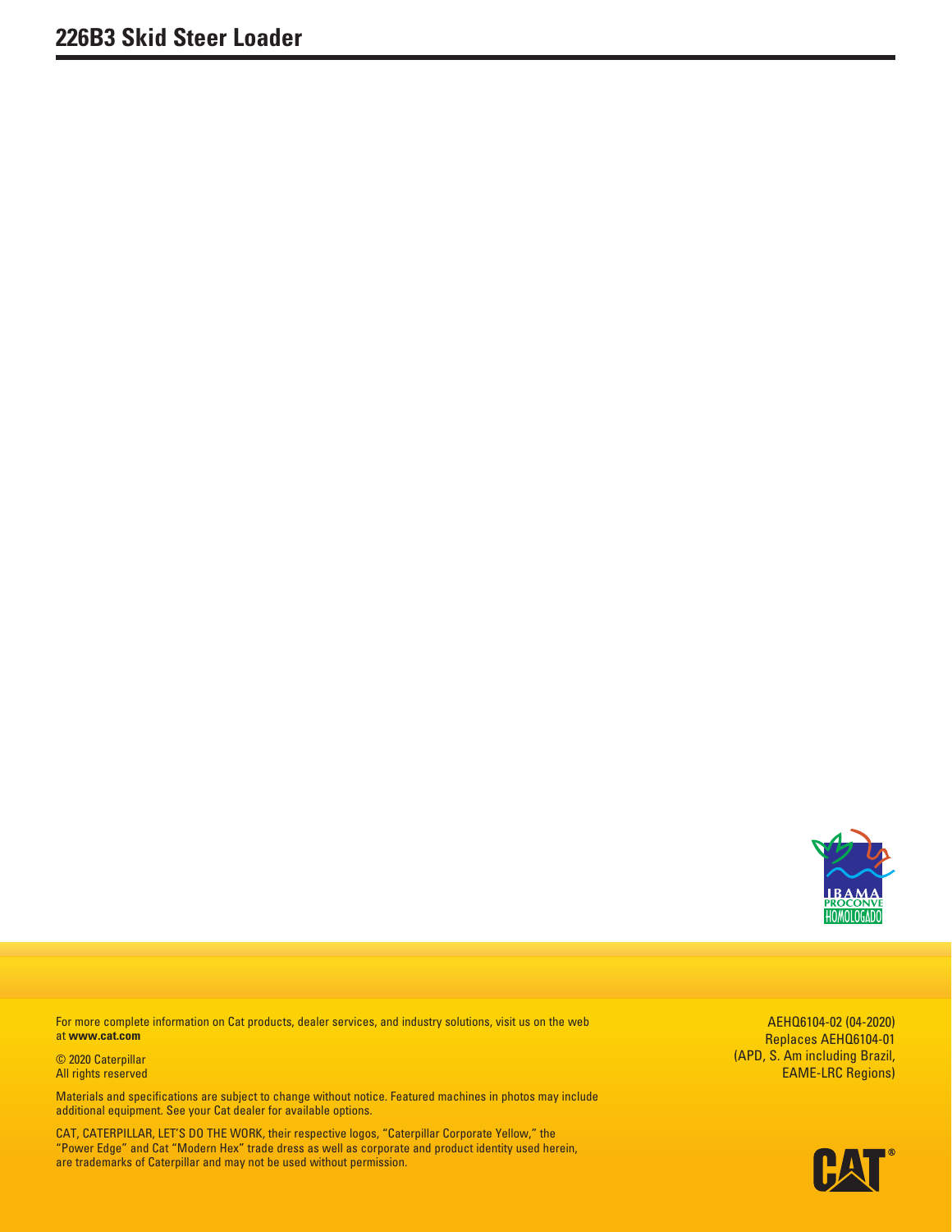# 226B3 Skid Steer Loader

IBAMA
PROCONVE
HOMOLOGADO

For more complete information on Cat products, dealer services, and industry solutions, visit us on the web at **www.cat.com**

© 2020 Caterpillar
All rights reserved

Materials and specifications are subject to change without notice. Featured machines in photos may include additional equipment. See your Cat dealer for available options.

CAT, CATERPILLAR, LET'S DO THE WORK, their respective logos, "Caterpillar Corporate Yellow," the "Power Edge" and Cat "Modern Hex" trade dress as well as corporate and product identity used herein, are trademarks of Caterpillar and may not be used without permission.

AEHQ6104-02 (04-2020)
Replaces AEHQ6104-01
(APD, S. Am including Brazil,
EAME-LRC Regions)